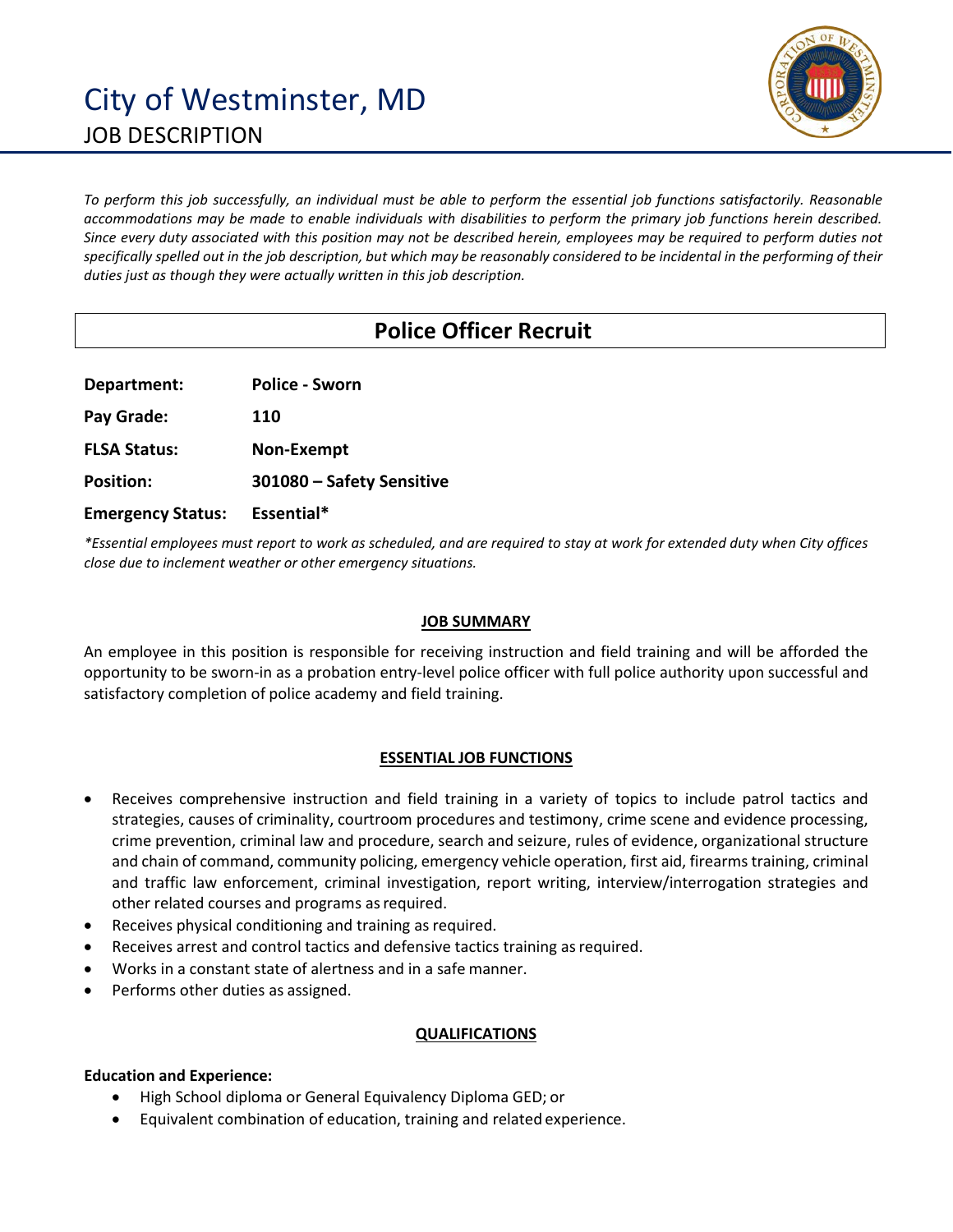# City of Westminster, MD

## JOB DESCRIPTION

*To perform this job successfully, an individual must be able to perform the essential job functions satisfactorily. Reasonable accommodations may be made to enable individuals with disabilities to perform the primary job functions herein described. Since every duty associated with this position may not be described herein, employees may be required to perform duties not specifically spelled out in the job description, but which may be reasonably considered to be incidental in the performing of their duties just as though they were actually written in this job description.*

## Police Officer Recruit

**Department:** **Police - Sworn**

**Pay Grade:** **110**

**FLSA Status:** **Non-Exempt**

**Position:** **301080 – Safety Sensitive**

**Emergency Status:** **Essential***

**Essential employees must report to work as scheduled, and are required to stay at work for extended duty when City offices close due to inclement weather or other emergency situations.*

### JOB SUMMARY

An employee in this position is responsible for receiving instruction and field training and will be afforded the opportunity to be sworn-in as a probation entry-level police officer with full police authority upon successful and satisfactory completion of police academy and field training.

### ESSENTIAL JOB FUNCTIONS

- Receives comprehensive instruction and field training in a variety of topics to include patrol tactics and strategies, causes of criminality, courtroom procedures and testimony, crime scene and evidence processing, crime prevention, criminal law and procedure, search and seizure, rules of evidence, organizational structure and chain of command, community policing, emergency vehicle operation, first aid, firearms training, criminal and traffic law enforcement, criminal investigation, report writing, interview/interrogation strategies and other related courses and programs as required.
- Receives physical conditioning and training as required.
- Receives arrest and control tactics and defensive tactics training as required.
- Works in a constant state of alertness and in a safe manner.
- Performs other duties as assigned.

### QUALIFICATIONS

**Education and Experience:**

- High School diploma or General Equivalency Diploma GED; or
- Equivalent combination of education, training and related experience.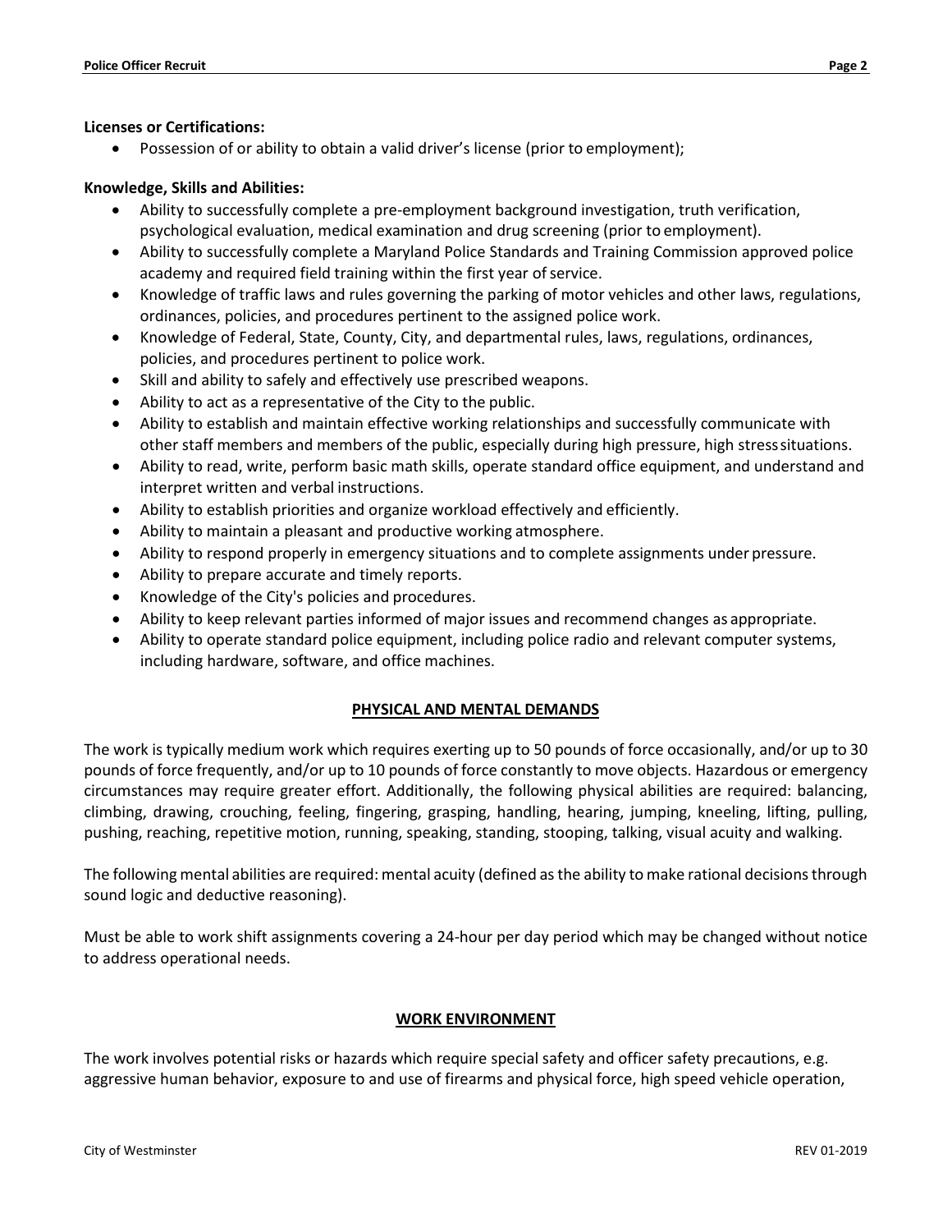**Licenses or Certifications:**

- Possession of or ability to obtain a valid driver's license (prior to employment);

**Knowledge, Skills and Abilities:**

- Ability to successfully complete a pre-employment background investigation, truth verification, psychological evaluation, medical examination and drug screening (prior to employment).
- Ability to successfully complete a Maryland Police Standards and Training Commission approved police academy and required field training within the first year of service.
- Knowledge of traffic laws and rules governing the parking of motor vehicles and other laws, regulations, ordinances, policies, and procedures pertinent to the assigned police work.
- Knowledge of Federal, State, County, City, and departmental rules, laws, regulations, ordinances, policies, and procedures pertinent to police work.
- Skill and ability to safely and effectively use prescribed weapons.
- Ability to act as a representative of the City to the public.
- Ability to establish and maintain effective working relationships and successfully communicate with other staff members and members of the public, especially during high pressure, high stress situations.
- Ability to read, write, perform basic math skills, operate standard office equipment, and understand and interpret written and verbal instructions.
- Ability to establish priorities and organize workload effectively and efficiently.
- Ability to maintain a pleasant and productive working atmosphere.
- Ability to respond properly in emergency situations and to complete assignments under pressure.
- Ability to prepare accurate and timely reports.
- Knowledge of the City's policies and procedures.
- Ability to keep relevant parties informed of major issues and recommend changes as appropriate.
- Ability to operate standard police equipment, including police radio and relevant computer systems, including hardware, software, and office machines.

## PHYSICAL AND MENTAL DEMANDS

The work is typically medium work which requires exerting up to 50 pounds of force occasionally, and/or up to 30 pounds of force frequently, and/or up to 10 pounds of force constantly to move objects. Hazardous or emergency circumstances may require greater effort. Additionally, the following physical abilities are required: balancing, climbing, drawing, crouching, feeling, fingering, grasping, handling, hearing, jumping, kneeling, lifting, pulling, pushing, reaching, repetitive motion, running, speaking, standing, stooping, talking, visual acuity and walking.

The following mental abilities are required: mental acuity (defined as the ability to make rational decisions through sound logic and deductive reasoning).

Must be able to work shift assignments covering a 24-hour per day period which may be changed without notice to address operational needs.

## WORK ENVIRONMENT

The work involves potential risks or hazards which require special safety and officer safety precautions, e.g. aggressive human behavior, exposure to and use of firearms and physical force, high speed vehicle operation,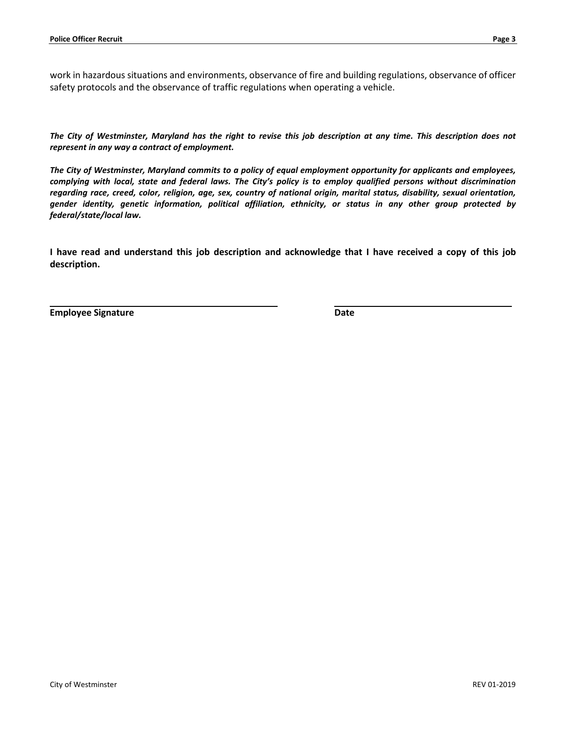work in hazardous situations and environments, observance of fire and building regulations, observance of officer safety protocols and the observance of traffic regulations when operating a vehicle.

***The City of Westminster, Maryland has the right to revise this job description at any time. This description does not represent in any way a contract of employment.***

***The City of Westminster, Maryland commits to a policy of equal employment opportunity for applicants and employees, complying with local, state and federal laws. The City's policy is to employ qualified persons without discrimination regarding race, creed, color, religion, age, sex, country of national origin, marital status, disability, sexual orientation, gender identity, genetic information, political affiliation, ethnicity, or status in any other group protected by federal/state/local law.***

**I have read and understand this job description and acknowledge that I have received a copy of this job description.**

\_\_\_\_\_\_\_\_\_\_\_\_\_\_\_\_\_\_\_\_\_\_\_\_\_\_\_\_\_\_\_\_\_\_\_\_\_\_\_\_ &nbsp;&nbsp;&nbsp;&nbsp; \_\_\_\_\_\_\_\_\_\_\_\_\_\_\_\_\_\_\_\_\_\_\_\_\_\_\_\_\_\_\_\_

**Employee Signature** &nbsp;&nbsp;&nbsp;&nbsp; **Date**